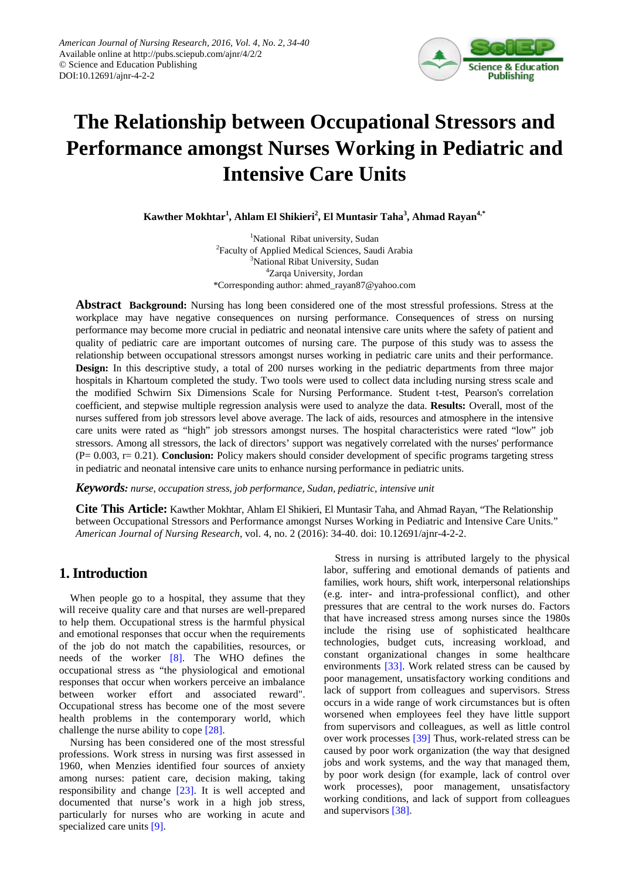American Journal of Nursing Research, 2016, Vol. 4, No. 2, 34-40
Available online at http://pubs.sciepub.com/ajnr/4/2/2
© Science and Education Publishing
DOI:10.12691/ajnr-4-2-2

# The Relationship between Occupational Stressors and Performance amongst Nurses Working in Pediatric and Intensive Care Units

**Kawther Mokhtar[1], Ahlam El Shikieri[2], El Muntasir Taha[3], Ahmad Rayan[4,*]**

[1]National Ribat university, Sudan
[2]Faculty of Applied Medical Sciences, Saudi Arabia
[3]National Ribat University, Sudan
[4]Zarqa University, Jordan
*Corresponding author: ahmed_rayan87@yahoo.com

**Abstract** **Background:** Nursing has long been considered one of the most stressful professions. Stress at the workplace may have negative consequences on nursing performance. Consequences of stress on nursing performance may become more crucial in pediatric and neonatal intensive care units where the safety of patient and quality of pediatric care are important outcomes of nursing care. The purpose of this study was to assess the relationship between occupational stressors amongst nurses working in pediatric care units and their performance. **Design:** In this descriptive study, a total of 200 nurses working in the pediatric departments from three major hospitals in Khartoum completed the study. Two tools were used to collect data including nursing stress scale and the modified Schwirn Six Dimensions Scale for Nursing Performance. Student t-test, Pearson's correlation coefficient, and stepwise multiple regression analysis were used to analyze the data. **Results:** Overall, most of the nurses suffered from job stressors level above average. The lack of aids, resources and atmosphere in the intensive care units were rated as "high" job stressors amongst nurses. The hospital characteristics were rated "low" job stressors. Among all stressors, the lack of directors' support was negatively correlated with the nurses' performance (P= 0.003, r= 0.21). **Conclusion:** Policy makers should consider development of specific programs targeting stress in pediatric and neonatal intensive care units to enhance nursing performance in pediatric units.

***Keywords:*** *nurse, occupation stress, job performance, Sudan, pediatric, intensive unit*

**Cite This Article:** Kawther Mokhtar, Ahlam El Shikieri, El Muntasir Taha, and Ahmad Rayan, "The Relationship between Occupational Stressors and Performance amongst Nurses Working in Pediatric and Intensive Care Units." *American Journal of Nursing Research*, vol. 4, no. 2 (2016): 34-40. doi: 10.12691/ajnr-4-2-2.

## 1. Introduction

When people go to a hospital, they assume that they will receive quality care and that nurses are well-prepared to help them. Occupational stress is the harmful physical and emotional responses that occur when the requirements of the job do not match the capabilities, resources, or needs of the worker [8]. The WHO defines the occupational stress as "the physiological and emotional responses that occur when workers perceive an imbalance between worker effort and associated reward". Occupational stress has become one of the most severe health problems in the contemporary world, which challenge the nurse ability to cope [28].

Nursing has been considered one of the most stressful professions. Work stress in nursing was first assessed in 1960, when Menzies identified four sources of anxiety among nurses: patient care, decision making, taking responsibility and change [23]. It is well accepted and documented that nurse's work in a high job stress, particularly for nurses who are working in acute and specialized care units [9].

Stress in nursing is attributed largely to the physical labor, suffering and emotional demands of patients and families, work hours, shift work, interpersonal relationships (e.g. inter- and intra-professional conflict), and other pressures that are central to the work nurses do. Factors that have increased stress among nurses since the 1980s include the rising use of sophisticated healthcare technologies, budget cuts, increasing workload, and constant organizational changes in some healthcare environments [33]. Work related stress can be caused by poor management, unsatisfactory working conditions and lack of support from colleagues and supervisors. Stress occurs in a wide range of work circumstances but is often worsened when employees feel they have little support from supervisors and colleagues, as well as little control over work processes [39] Thus, work-related stress can be caused by poor work organization (the way that designed jobs and work systems, and the way that managed them, by poor work design (for example, lack of control over work processes), poor management, unsatisfactory working conditions, and lack of support from colleagues and supervisors [38].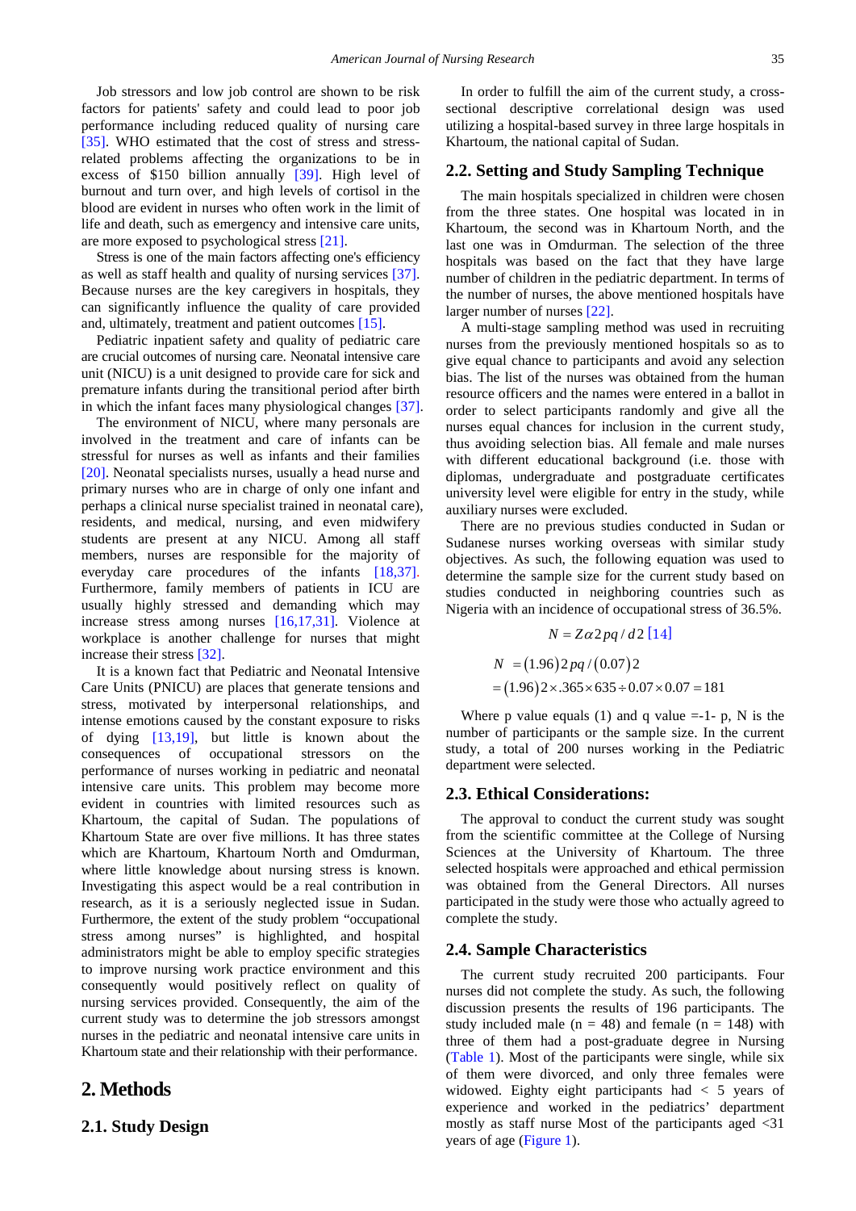Job stressors and low job control are shown to be risk factors for patients' safety and could lead to poor job performance including reduced quality of nursing care [35]. WHO estimated that the cost of stress and stress-related problems affecting the organizations to be in excess of $150 billion annually [39]. High level of burnout and turn over, and high levels of cortisol in the blood are evident in nurses who often work in the limit of life and death, such as emergency and intensive care units, are more exposed to psychological stress [21].

Stress is one of the main factors affecting one's efficiency as well as staff health and quality of nursing services [37]. Because nurses are the key caregivers in hospitals, they can significantly influence the quality of care provided and, ultimately, treatment and patient outcomes [15].

Pediatric inpatient safety and quality of pediatric care are crucial outcomes of nursing care. Neonatal intensive care unit (NICU) is a unit designed to provide care for sick and premature infants during the transitional period after birth in which the infant faces many physiological changes [37].

The environment of NICU, where many personals are involved in the treatment and care of infants can be stressful for nurses as well as infants and their families [20]. Neonatal specialists nurses, usually a head nurse and primary nurses who are in charge of only one infant and perhaps a clinical nurse specialist trained in neonatal care), residents, and medical, nursing, and even midwifery students are present at any NICU. Among all staff members, nurses are responsible for the majority of everyday care procedures of the infants [18,37]. Furthermore, family members of patients in ICU are usually highly stressed and demanding which may increase stress among nurses [16,17,31]. Violence at workplace is another challenge for nurses that might increase their stress [32].

It is a known fact that Pediatric and Neonatal Intensive Care Units (PNICU) are places that generate tensions and stress, motivated by interpersonal relationships, and intense emotions caused by the constant exposure to risks of dying [13,19], but little is known about the consequences of occupational stressors on the performance of nurses working in pediatric and neonatal intensive care units. This problem may become more evident in countries with limited resources such as Khartoum, the capital of Sudan. The populations of Khartoum State are over five millions. It has three states which are Khartoum, Khartoum North and Omdurman, where little knowledge about nursing stress is known. Investigating this aspect would be a real contribution in research, as it is a seriously neglected issue in Sudan. Furthermore, the extent of the study problem "occupational stress among nurses" is highlighted, and hospital administrators might be able to employ specific strategies to improve nursing work practice environment and this consequently would positively reflect on quality of nursing services provided. Consequently, the aim of the current study was to determine the job stressors amongst nurses in the pediatric and neonatal intensive care units in Khartoum state and their relationship with their performance.

# 2. Methods

## 2.1. Study Design

In order to fulfill the aim of the current study, a cross-sectional descriptive correlational design was used utilizing a hospital-based survey in three large hospitals in Khartoum, the national capital of Sudan.

## 2.2. Setting and Study Sampling Technique

The main hospitals specialized in children were chosen from the three states. One hospital was located in in Khartoum, the second was in Khartoum North, and the last one was in Omdurman. The selection of the three hospitals was based on the fact that they have large number of children in the pediatric department. In terms of the number of nurses, the above mentioned hospitals have larger number of nurses [22].

A multi-stage sampling method was used in recruiting nurses from the previously mentioned hospitals so as to give equal chance to participants and avoid any selection bias. The list of the nurses was obtained from the human resource officers and the names were entered in a ballot in order to select participants randomly and give all the nurses equal chances for inclusion in the current study, thus avoiding selection bias. All female and male nurses with different educational background (i.e. those with diplomas, undergraduate and postgraduate certificates university level were eligible for entry in the study, while auxiliary nurses were excluded.

There are no previous studies conducted in Sudan or Sudanese nurses working overseas with similar study objectives. As such, the following equation was used to determine the sample size for the current study based on studies conducted in neighboring countries such as Nigeria with an incidence of occupational stress of 36.5%.

$$N = Z\alpha 2pq / d2 \text{ [14]}$$

$$\begin{aligned} N &= (1.96)2pq/(0.07)2 \\ &= (1.96)2 \times .365 \times 635 \div 0.07 \times 0.07 = 181 \end{aligned}$$

Where p value equals (1) and q value =-1- p, N is the number of participants or the sample size. In the current study, a total of 200 nurses working in the Pediatric department were selected.

## 2.3. Ethical Considerations:

The approval to conduct the current study was sought from the scientific committee at the College of Nursing Sciences at the University of Khartoum. The three selected hospitals were approached and ethical permission was obtained from the General Directors. All nurses participated in the study were those who actually agreed to complete the study.

## 2.4. Sample Characteristics

The current study recruited 200 participants. Four nurses did not complete the study. As such, the following discussion presents the results of 196 participants. The study included male (n = 48) and female (n = 148) with three of them had a post-graduate degree in Nursing (Table 1). Most of the participants were single, while six of them were divorced, and only three females were widowed. Eighty eight participants had < 5 years of experience and worked in the pediatrics' department mostly as staff nurse Most of the participants aged <31 years of age (Figure 1).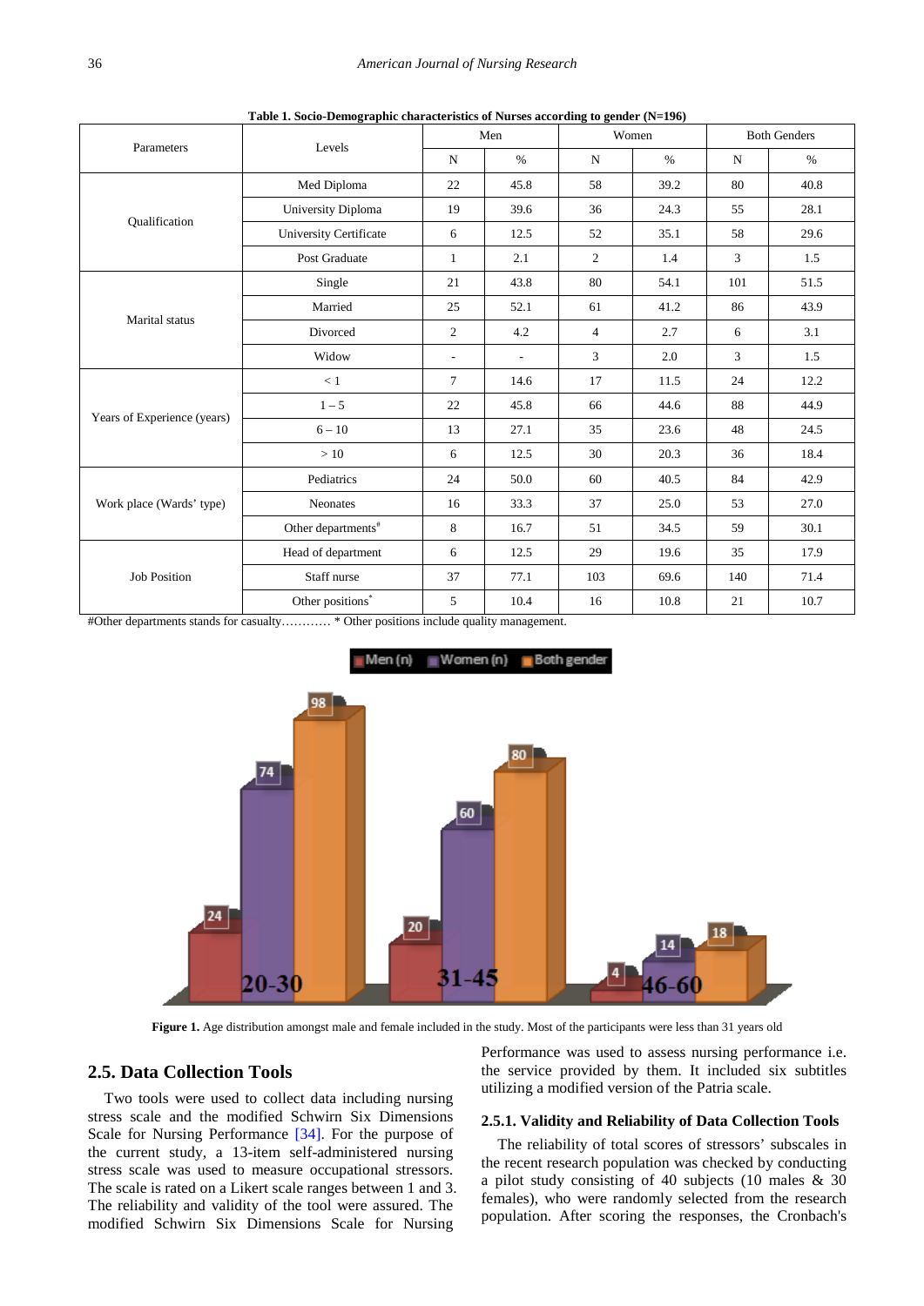**Table 1. Socio-Demographic characteristics of Nurses according to gender (N=196)**

| Parameters | Levels | Men | | Women | | Both Genders | |
|---|---|---|---|---|---|---|---|
| | | N | % | N | % | N | % |
| Qualification | Med Diploma | 22 | 45.8 | 58 | 39.2 | 80 | 40.8 |
| | University Diploma | 19 | 39.6 | 36 | 24.3 | 55 | 28.1 |
| | University Certificate | 6 | 12.5 | 52 | 35.1 | 58 | 29.6 |
| | Post Graduate | 1 | 2.1 | 2 | 1.4 | 3 | 1.5 |
| Marital status | Single | 21 | 43.8 | 80 | 54.1 | 101 | 51.5 |
| | Married | 25 | 52.1 | 61 | 41.2 | 86 | 43.9 |
| | Divorced | 2 | 4.2 | 4 | 2.7 | 6 | 3.1 |
| | Widow | - | - | 3 | 2.0 | 3 | 1.5 |
| Years of Experience (years) | < 1 | 7 | 14.6 | 17 | 11.5 | 24 | 12.2 |
| | 1 – 5 | 22 | 45.8 | 66 | 44.6 | 88 | 44.9 |
| | 6 – 10 | 13 | 27.1 | 35 | 23.6 | 48 | 24.5 |
| | > 10 | 6 | 12.5 | 30 | 20.3 | 36 | 18.4 |
| Work place (Wards' type) | Pediatrics | 24 | 50.0 | 60 | 40.5 | 84 | 42.9 |
| | Neonates | 16 | 33.3 | 37 | 25.0 | 53 | 27.0 |
| | Other departments# | 8 | 16.7 | 51 | 34.5 | 59 | 30.1 |
| Job Position | Head of department | 6 | 12.5 | 29 | 19.6 | 35 | 17.9 |
| | Staff nurse | 37 | 77.1 | 103 | 69.6 | 140 | 71.4 |
| | Other positions* | 5 | 10.4 | 16 | 10.8 | 21 | 10.7 |

#Other departments stands for casualty………… * Other positions include quality management.

**Figure 1.** Age distribution amongst male and female included in the study. Most of the participants were less than 31 years old

## 2.5. Data Collection Tools

Two tools were used to collect data including nursing stress scale and the modified Schwirn Six Dimensions Scale for Nursing Performance [34]. For the purpose of the current study, a 13-item self-administered nursing stress scale was used to measure occupational stressors. The scale is rated on a Likert scale ranges between 1 and 3. The reliability and validity of the tool were assured. The modified Schwirn Six Dimensions Scale for Nursing Performance was used to assess nursing performance i.e. the service provided by them. It included six subtitles utilizing a modified version of the Patria scale.

### 2.5.1. Validity and Reliability of Data Collection Tools

The reliability of total scores of stressors' subscales in the recent research population was checked by conducting a pilot study consisting of 40 subjects (10 males & 30 females), who were randomly selected from the research population. After scoring the responses, the Cronbach's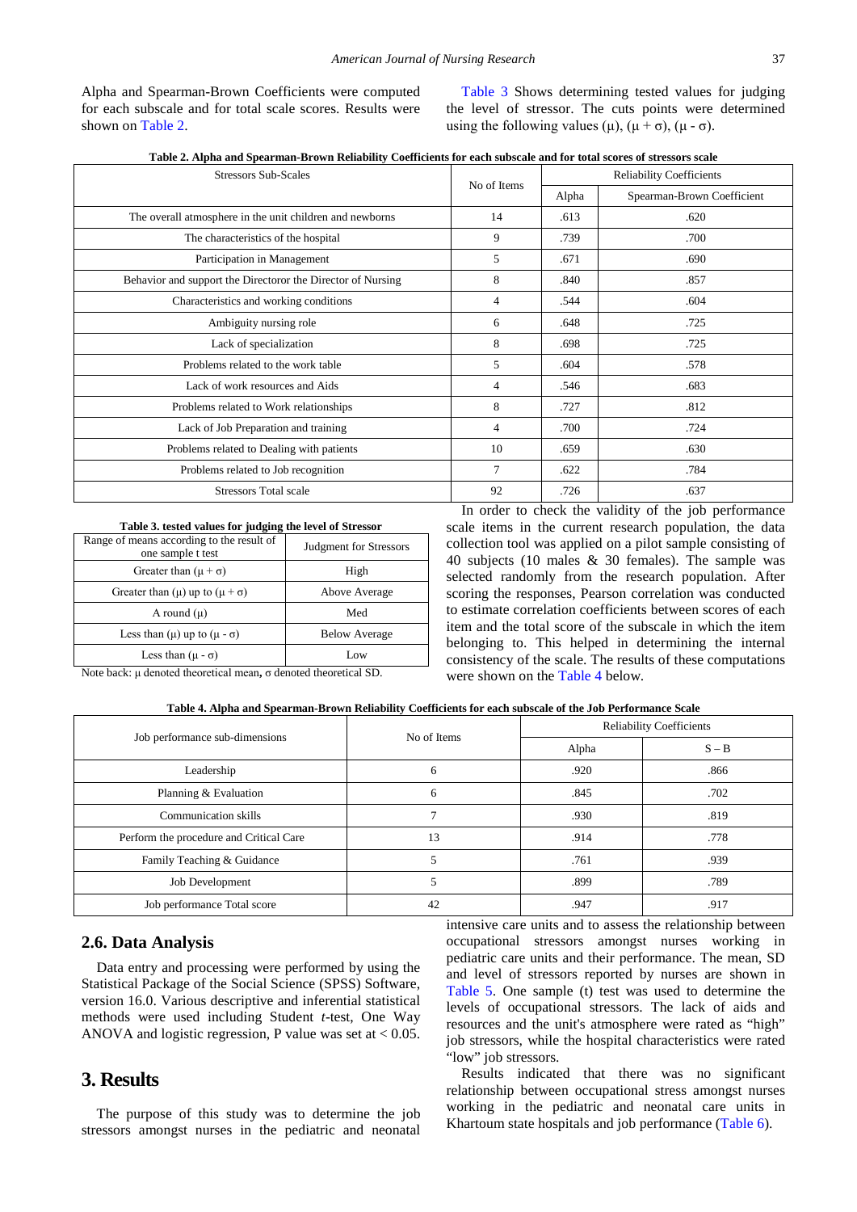Alpha and Spearman-Brown Coefficients were computed for each subscale and for total scale scores. Results were shown on Table 2.

Table 3 Shows determining tested values for judging the level of stressor. The cuts points were determined using the following values (μ), (μ + σ), (μ - σ).

**Table 2. Alpha and Spearman-Brown Reliability Coefficients for each subscale and for total scores of stressors scale**

| Stressors Sub-Scales | No of Items | Reliability Coefficients | |
|---|---|---|---|
| | | Alpha | Spearman-Brown Coefficient |
| The overall atmosphere in the unit children and newborns | 14 | .613 | .620 |
| The characteristics of the hospital | 9 | .739 | .700 |
| Participation in Management | 5 | .671 | .690 |
| Behavior and support the Directoror the Director of Nursing | 8 | .840 | .857 |
| Characteristics and working conditions | 4 | .544 | .604 |
| Ambiguity nursing role | 6 | .648 | .725 |
| Lack of specialization | 8 | .698 | .725 |
| Problems related to the work table | 5 | .604 | .578 |
| Lack of work resources and Aids | 4 | .546 | .683 |
| Problems related to Work relationships | 8 | .727 | .812 |
| Lack of Job Preparation and training | 4 | .700 | .724 |
| Problems related to Dealing with patients | 10 | .659 | .630 |
| Problems related to Job recognition | 7 | .622 | .784 |
| Stressors Total scale | 92 | .726 | .637 |

**Table 3. tested values for judging the level of Stressor**

| Range of means according to the result of one sample t test | Judgment for Stressors |
|---|---|
| Greater than (μ + σ) | High |
| Greater than (μ) up to (μ + σ) | Above Average |
| A round (μ) | Med |
| Less than (μ) up to (μ - σ) | Below Average |
| Less than (μ - σ) | Low |

Note back: μ denoted theoretical mean, σ denoted theoretical SD.

In order to check the validity of the job performance scale items in the current research population, the data collection tool was applied on a pilot sample consisting of 40 subjects (10 males & 30 females). The sample was selected randomly from the research population. After scoring the responses, Pearson correlation was conducted to estimate correlation coefficients between scores of each item and the total score of the subscale in which the item belonging to. This helped in determining the internal consistency of the scale. The results of these computations were shown on the Table 4 below.

**Table 4. Alpha and Spearman-Brown Reliability Coefficients for each subscale of the Job Performance Scale**

| Job performance sub-dimensions | No of Items | Reliability Coefficients | |
|---|---|---|---|
| | | Alpha | S – B |
| Leadership | 6 | .920 | .866 |
| Planning & Evaluation | 6 | .845 | .702 |
| Communication skills | 7 | .930 | .819 |
| Perform the procedure and Critical Care | 13 | .914 | .778 |
| Family Teaching & Guidance | 5 | .761 | .939 |
| Job Development | 5 | .899 | .789 |
| Job performance Total score | 42 | .947 | .917 |

## 2.6. Data Analysis

Data entry and processing were performed by using the Statistical Package of the Social Science (SPSS) Software, version 16.0. Various descriptive and inferential statistical methods were used including Student *t*-test, One Way ANOVA and logistic regression, P value was set at < 0.05.

# 3. Results

The purpose of this study was to determine the job stressors amongst nurses in the pediatric and neonatal intensive care units and to assess the relationship between occupational stressors amongst nurses working in pediatric care units and their performance. The mean, SD and level of stressors reported by nurses are shown in Table 5. One sample (t) test was used to determine the levels of occupational stressors. The lack of aids and resources and the unit's atmosphere were rated as "high" job stressors, while the hospital characteristics were rated "low" job stressors.

Results indicated that there was no significant relationship between occupational stress amongst nurses working in the pediatric and neonatal care units in Khartoum state hospitals and job performance (Table 6).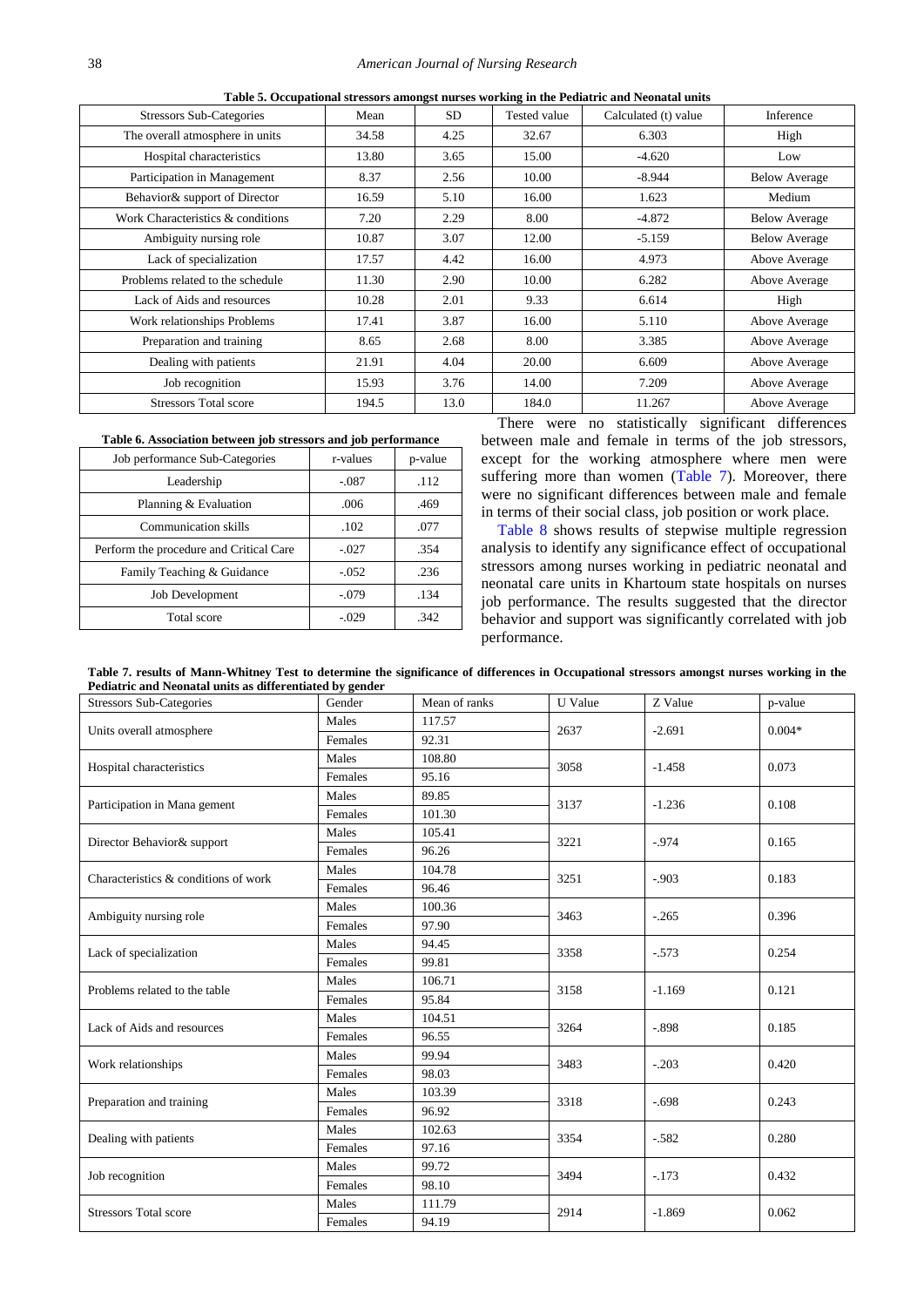**Table 5. Occupational stressors amongst nurses working in the Pediatric and Neonatal units**

| Stressors Sub-Categories | Mean | SD | Tested value | Calculated (t) value | Inference |
|---|---|---|---|---|---|
| The overall atmosphere in units | 34.58 | 4.25 | 32.67 | 6.303 | High |
| Hospital characteristics | 13.80 | 3.65 | 15.00 | -4.620 | Low |
| Participation in Management | 8.37 | 2.56 | 10.00 | -8.944 | Below Average |
| Behavior& support of Director | 16.59 | 5.10 | 16.00 | 1.623 | Medium |
| Work Characteristics & conditions | 7.20 | 2.29 | 8.00 | -4.872 | Below Average |
| Ambiguity nursing role | 10.87 | 3.07 | 12.00 | -5.159 | Below Average |
| Lack of specialization | 17.57 | 4.42 | 16.00 | 4.973 | Above Average |
| Problems related to the schedule | 11.30 | 2.90 | 10.00 | 6.282 | Above Average |
| Lack of Aids and resources | 10.28 | 2.01 | 9.33 | 6.614 | High |
| Work relationships Problems | 17.41 | 3.87 | 16.00 | 5.110 | Above Average |
| Preparation and training | 8.65 | 2.68 | 8.00 | 3.385 | Above Average |
| Dealing with patients | 21.91 | 4.04 | 20.00 | 6.609 | Above Average |
| Job recognition | 15.93 | 3.76 | 14.00 | 7.209 | Above Average |
| Stressors Total score | 194.5 | 13.0 | 184.0 | 11.267 | Above Average |

**Table 6. Association between job stressors and job performance**

| Job performance Sub-Categories | r-values | p-value |
|---|---|---|
| Leadership | -.087 | .112 |
| Planning & Evaluation | .006 | .469 |
| Communication skills | .102 | .077 |
| Perform the procedure and Critical Care | -.027 | .354 |
| Family Teaching & Guidance | -.052 | .236 |
| Job Development | -.079 | .134 |
| Total score | -.029 | .342 |

There were no statistically significant differences between male and female in terms of the job stressors, except for the working atmosphere where men were suffering more than women (Table 7). Moreover, there were no significant differences between male and female in terms of their social class, job position or work place.

Table 8 shows results of stepwise multiple regression analysis to identify any significance effect of occupational stressors among nurses working in pediatric neonatal and neonatal care units in Khartoum state hospitals on nurses job performance. The results suggested that the director behavior and support was significantly correlated with job performance.

**Table 7. results of Mann-Whitney Test to determine the significance of differences in Occupational stressors amongst nurses working in the Pediatric and Neonatal units as differentiated by gender**

| Stressors Sub-Categories | Gender | Mean of ranks | U Value | Z Value | p-value |
|---|---|---|---|---|---|
| Units overall atmosphere | Males | 117.57 | 2637 | -2.691 | 0.004* |
| | Females | 92.31 | | | |
| Hospital characteristics | Males | 108.80 | 3058 | -1.458 | 0.073 |
| | Females | 95.16 | | | |
| Participation in Mana gement | Males | 89.85 | 3137 | -1.236 | 0.108 |
| | Females | 101.30 | | | |
| Director Behavior& support | Males | 105.41 | 3221 | -.974 | 0.165 |
| | Females | 96.26 | | | |
| Characteristics & conditions of work | Males | 104.78 | 3251 | -.903 | 0.183 |
| | Females | 96.46 | | | |
| Ambiguity nursing role | Males | 100.36 | 3463 | -.265 | 0.396 |
| | Females | 97.90 | | | |
| Lack of specialization | Males | 94.45 | 3358 | -.573 | 0.254 |
| | Females | 99.81 | | | |
| Problems related to the table | Males | 106.71 | 3158 | -1.169 | 0.121 |
| | Females | 95.84 | | | |
| Lack of Aids and resources | Males | 104.51 | 3264 | -.898 | 0.185 |
| | Females | 96.55 | | | |
| Work relationships | Males | 99.94 | 3483 | -.203 | 0.420 |
| | Females | 98.03 | | | |
| Preparation and training | Males | 103.39 | 3318 | -.698 | 0.243 |
| | Females | 96.92 | | | |
| Dealing with patients | Males | 102.63 | 3354 | -.582 | 0.280 |
| | Females | 97.16 | | | |
| Job recognition | Males | 99.72 | 3494 | -.173 | 0.432 |
| | Females | 98.10 | | | |
| Stressors Total score | Males | 111.79 | 2914 | -1.869 | 0.062 |
| | Females | 94.19 | | | |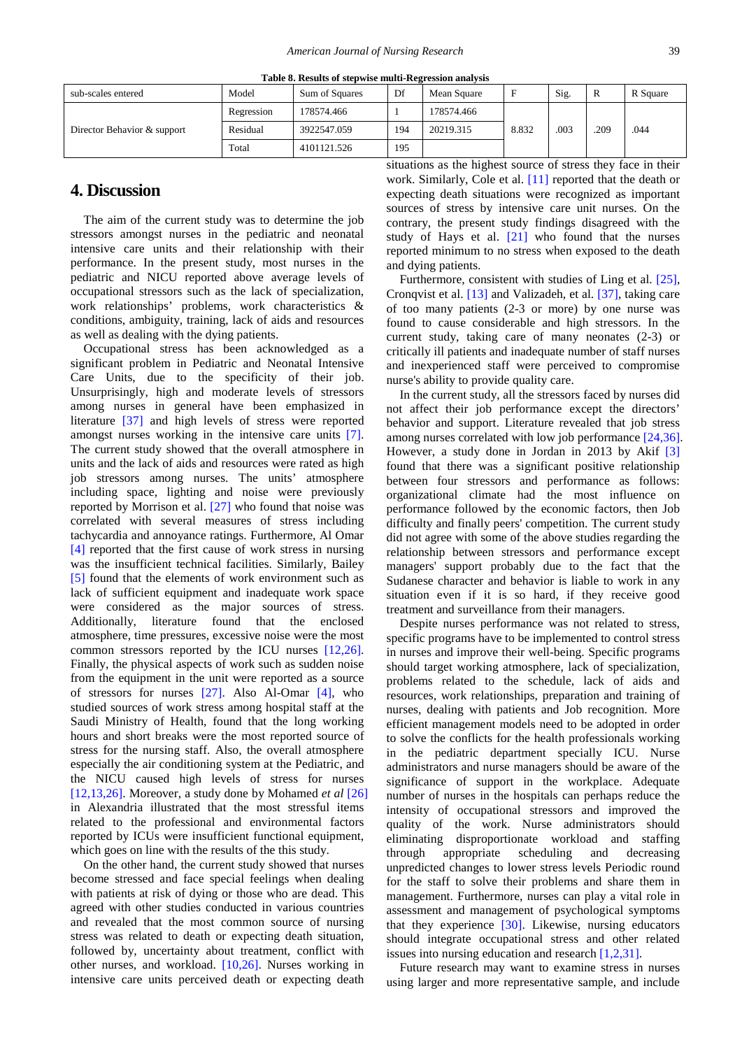**Table 8. Results of stepwise multi-Regression analysis**

| sub-scales entered | Model | Sum of Squares | Df | Mean Square | F | Sig. | R | R Square |
|---|---|---|---|---|---|---|---|---|
| Director Behavior & support | Regression | 178574.466 | 1 | 178574.466 | 8.832 | .003 | .209 | .044 |
| | Residual | 3922547.059 | 194 | 20219.315 | | | | |
| | Total | 4101121.526 | 195 | | | | | |

## 4. Discussion

The aim of the current study was to determine the job stressors amongst nurses in the pediatric and neonatal intensive care units and their relationship with their performance. In the present study, most nurses in the pediatric and NICU reported above average levels of occupational stressors such as the lack of specialization, work relationships' problems, work characteristics & conditions, ambiguity, training, lack of aids and resources as well as dealing with the dying patients.

Occupational stress has been acknowledged as a significant problem in Pediatric and Neonatal Intensive Care Units, due to the specificity of their job. Unsurprisingly, high and moderate levels of stressors among nurses in general have been emphasized in literature [37] and high levels of stress were reported amongst nurses working in the intensive care units [7]. The current study showed that the overall atmosphere in units and the lack of aids and resources were rated as high job stressors among nurses. The units' atmosphere including space, lighting and noise were previously reported by Morrison et al. [27] who found that noise was correlated with several measures of stress including tachycardia and annoyance ratings. Furthermore, Al Omar [4] reported that the first cause of work stress in nursing was the insufficient technical facilities. Similarly, Bailey [5] found that the elements of work environment such as lack of sufficient equipment and inadequate work space were considered as the major sources of stress. Additionally, literature found that the enclosed atmosphere, time pressures, excessive noise were the most common stressors reported by the ICU nurses [12,26]. Finally, the physical aspects of work such as sudden noise from the equipment in the unit were reported as a source of stressors for nurses [27]. Also Al-Omar [4], who studied sources of work stress among hospital staff at the Saudi Ministry of Health, found that the long working hours and short breaks were the most reported source of stress for the nursing staff. Also, the overall atmosphere especially the air conditioning system at the Pediatric, and the NICU caused high levels of stress for nurses [12,13,26]. Moreover, a study done by Mohamed *et al* [26] in Alexandria illustrated that the most stressful items related to the professional and environmental factors reported by ICUs were insufficient functional equipment, which goes on line with the results of the this study.

On the other hand, the current study showed that nurses become stressed and face special feelings when dealing with patients at risk of dying or those who are dead. This agreed with other studies conducted in various countries and revealed that the most common source of nursing stress was related to death or expecting death situation, followed by, uncertainty about treatment, conflict with other nurses, and workload. [10,26]. Nurses working in intensive care units perceived death or expecting death situations as the highest source of stress they face in their work. Similarly, Cole et al. [11] reported that the death or expecting death situations were recognized as important sources of stress by intensive care unit nurses. On the contrary, the present study findings disagreed with the study of Hays et al. [21] who found that the nurses reported minimum to no stress when exposed to the death and dying patients.

Furthermore, consistent with studies of Ling et al. [25], Cronqvist et al. [13] and Valizadeh, et al. [37], taking care of too many patients (2-3 or more) by one nurse was found to cause considerable and high stressors. In the current study, taking care of many neonates (2-3) or critically ill patients and inadequate number of staff nurses and inexperienced staff were perceived to compromise nurse's ability to provide quality care.

In the current study, all the stressors faced by nurses did not affect their job performance except the directors' behavior and support. Literature revealed that job stress among nurses correlated with low job performance [24,36]. However, a study done in Jordan in 2013 by Akif [3] found that there was a significant positive relationship between four stressors and performance as follows: organizational climate had the most influence on performance followed by the economic factors, then Job difficulty and finally peers' competition. The current study did not agree with some of the above studies regarding the relationship between stressors and performance except managers' support probably due to the fact that the Sudanese character and behavior is liable to work in any situation even if it is so hard, if they receive good treatment and surveillance from their managers.

Despite nurses performance was not related to stress, specific programs have to be implemented to control stress in nurses and improve their well-being. Specific programs should target working atmosphere, lack of specialization, problems related to the schedule, lack of aids and resources, work relationships, preparation and training of nurses, dealing with patients and Job recognition. More efficient management models need to be adopted in order to solve the conflicts for the health professionals working in the pediatric department specially ICU. Nurse administrators and nurse managers should be aware of the significance of support in the workplace. Adequate number of nurses in the hospitals can perhaps reduce the intensity of occupational stressors and improved the quality of the work. Nurse administrators should eliminating disproportionate workload and staffing through appropriate scheduling and decreasing unpredicted changes to lower stress levels Periodic round for the staff to solve their problems and share them in management. Furthermore, nurses can play a vital role in assessment and management of psychological symptoms that they experience [30]. Likewise, nursing educators should integrate occupational stress and other related issues into nursing education and research [1,2,31].

Future research may want to examine stress in nurses using larger and more representative sample, and include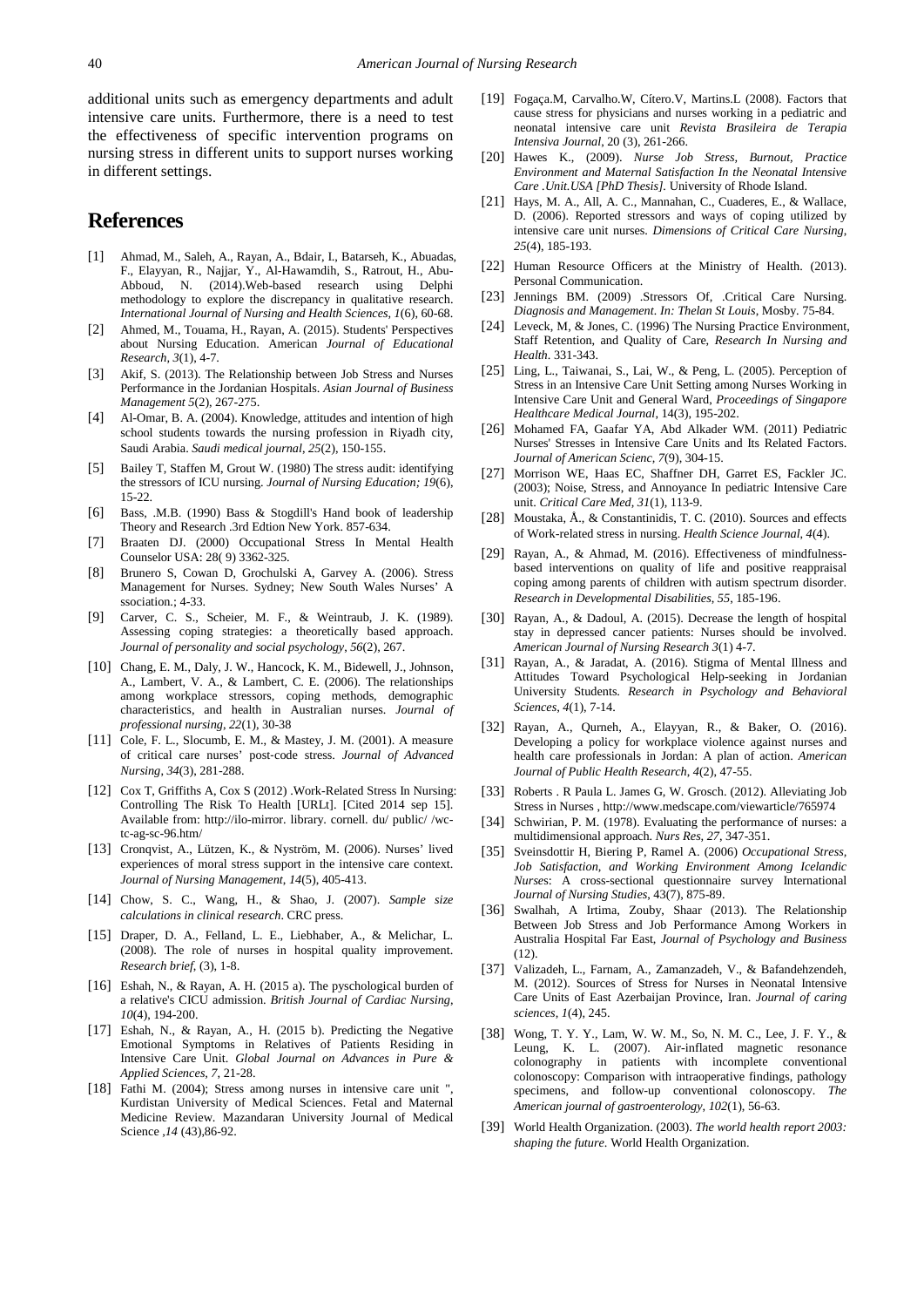additional units such as emergency departments and adult intensive care units. Furthermore, there is a need to test the effectiveness of specific intervention programs on nursing stress in different units to support nurses working in different settings.

## References

[1] Ahmad, M., Saleh, A., Rayan, A., Bdair, I., Batarseh, K., Abuadas, F., Elayyan, R., Najjar, Y., Al-Hawamdih, S., Ratrout, H., Abu-Abboud, N. (2014).Web-based research using Delphi methodology to explore the discrepancy in qualitative research. *International Journal of Nursing and Health Sciences*, *1*(6), 60-68.

[2] Ahmed, M., Touama, H., Rayan, A. (2015). Students' Perspectives about Nursing Education. American *Journal of Educational Research*, *3*(1), 4-7.

[3] Akif, S. (2013). The Relationship between Job Stress and Nurses Performance in the Jordanian Hospitals. *Asian Journal of Business Management 5*(2), 267-275.

[4] Al-Omar, B. A. (2004). Knowledge, attitudes and intention of high school students towards the nursing profession in Riyadh city, Saudi Arabia. *Saudi medical journal*, *25*(2), 150-155.

[5] Bailey T, Staffen M, Grout W. (1980) The stress audit: identifying the stressors of ICU nursing. *Journal of Nursing Education; 19*(6), 15-22.

[6] Bass, .M.B. (1990) Bass & Stogdill's Hand book of leadership Theory and Research .3rd Edtion New York. 857-634.

[7] Braaten DJ. (2000) Occupational Stress In Mental Health Counselor USA: 28( 9) 3362-325.

[8] Brunero S, Cowan D, Grochulski A, Garvey A. (2006). Stress Management for Nurses. Sydney; New South Wales Nurses' A ssociation.; 4-33.

[9] Carver, C. S., Scheier, M. F., & Weintraub, J. K. (1989). Assessing coping strategies: a theoretically based approach. *Journal of personality and social psychology*, *56*(2), 267.

[10] Chang, E. M., Daly, J. W., Hancock, K. M., Bidewell, J., Johnson, A., Lambert, V. A., & Lambert, C. E. (2006). The relationships among workplace stressors, coping methods, demographic characteristics, and health in Australian nurses. *Journal of professional nursing*, *22*(1), 30-38

[11] Cole, F. L., Slocumb, E. M., & Mastey, J. M. (2001). A measure of critical care nurses' post-code stress. *Journal of Advanced Nursing*, *34*(3), 281-288.

[12] Cox T, Griffiths A, Cox S (2012) .Work-Related Stress In Nursing: Controlling The Risk To Health [URLt]. [Cited 2014 sep 15]. Available from: http://ilo-mirror. library. cornell. du/ public/ /wc-tc-ag-sc-96.htm/

[13] Cronqvist, A., Lützen, K., & Nyström, M. (2006). Nurses' lived experiences of moral stress support in the intensive care context. *Journal of Nursing Management*, *14*(5), 405-413.

[14] Chow, S. C., Wang, H., & Shao, J. (2007). *Sample size calculations in clinical research*. CRC press.

[15] Draper, D. A., Felland, L. E., Liebhaber, A., & Melichar, L. (2008). The role of nurses in hospital quality improvement. *Research brief*, (3), 1-8.

[16] Eshah, N., & Rayan, A. H. (2015 a). The pyschological burden of a relative's CICU admission. *British Journal of Cardiac Nursing*, *10*(4), 194-200.

[17] Eshah, N., & Rayan, A., H. (2015 b). Predicting the Negative Emotional Symptoms in Relatives of Patients Residing in Intensive Care Unit. *Global Journal on Advances in Pure & Applied Sciences*, *7*, 21-28.

[18] Fathi M. (2004); Stress among nurses in intensive care unit ", Kurdistan University of Medical Sciences. Fetal and Maternal Medicine Review. Mazandaran University Journal of Medical Science ,*14* (43),86-92.

[19] Fogaça.M, Carvalho.W, Cítero.V, Martins.L (2008). Factors that cause stress for physicians and nurses working in a pediatric and neonatal intensive care unit *Revista Brasileira de Terapia Intensiva Journal*, 20 (3), 261-266.

[20] Hawes K., (2009). *Nurse Job Stress, Burnout, Practice Environment and Maternal Satisfaction In the Neonatal Intensive Care .Unit.USA [PhD Thesis]*. University of Rhode Island.

[21] Hays, M. A., All, A. C., Mannahan, C., Cuaderes, E., & Wallace, D. (2006). Reported stressors and ways of coping utilized by intensive care unit nurses. *Dimensions of Critical Care Nursing*, *25*(4), 185-193.

[22] Human Resource Officers at the Ministry of Health. (2013). Personal Communication.

[23] Jennings BM. (2009) .Stressors Of, .Critical Care Nursing. *Diagnosis and Management*. *In: Thelan St Louis*, Mosby. 75-84.

[24] Leveck, M, & Jones, C. (1996) The Nursing Practice Environment, Staff Retention, and Quality of Care, *Research In Nursing and Health*. 331-343.

[25] Ling, L., Taiwanai, S., Lai, W., & Peng, L. (2005). Perception of Stress in an Intensive Care Unit Setting among Nurses Working in Intensive Care Unit and General Ward, *Proceedings of Singapore Healthcare Medical Journal*, 14(3), 195-202.

[26] Mohamed FA, Gaafar YA, Abd Alkader WM. (2011) Pediatric Nurses' Stresses in Intensive Care Units and Its Related Factors. *Journal of American Scienc*, *7*(9), 304-15.

[27] Morrison WE, Haas EC, Shaffner DH, Garret ES, Fackler JC. (2003); Noise, Stress, and Annoyance In pediatric Intensive Care unit. *Critical Care Med*, *31*(1), 113-9.

[28] Moustaka, Å., & Constantinidis, T. C. (2010). Sources and effects of Work-related stress in nursing. *Health Science Journal*, *4*(4).

[29] Rayan, A., & Ahmad, M. (2016). Effectiveness of mindfulness-based interventions on quality of life and positive reappraisal coping among parents of children with autism spectrum disorder. *Research in Developmental Disabilities*, *55*, 185-196.

[30] Rayan, A., & Dadoul, A. (2015). Decrease the length of hospital stay in depressed cancer patients: Nurses should be involved. *American Journal of Nursing Research 3*(1) 4-7.

[31] Rayan, A., & Jaradat, A. (2016). Stigma of Mental Illness and Attitudes Toward Psychological Help-seeking in Jordanian University Students. *Research in Psychology and Behavioral Sciences*, *4*(1), 7-14.

[32] Rayan, A., Qurneh, A., Elayyan, R., & Baker, O. (2016). Developing a policy for workplace violence against nurses and health care professionals in Jordan: A plan of action. *American Journal of Public Health Research*, *4*(2), 47-55.

[33] Roberts . R Paula L. James G, W. Grosch. (2012). Alleviating Job Stress in Nurses , http://www.medscape.com/viewarticle/765974

[34] Schwirian, P. M. (1978). Evaluating the performance of nurses: a multidimensional approach. *Nurs Res*, *27*, 347-351.

[35] Sveinsdottir H, Biering P, Ramel A. (2006) *Occupational Stress, Job Satisfaction, and Working Environment Among Icelandic Nurses*: A cross-sectional questionnaire survey International *Journal of Nursing Studies*, 43(7), 875-89.

[36] Swalhah, A Irtima, Zouby, Shaar (2013). The Relationship Between Job Stress and Job Performance Among Workers in Australia Hospital Far East, *Journal of Psychology and Business* (12).

[37] Valizadeh, L., Farnam, A., Zamanzadeh, V., & Bafandehzendeh, M. (2012). Sources of Stress for Nurses in Neonatal Intensive Care Units of East Azerbaijan Province, Iran. *Journal of caring sciences*, *1*(4), 245.

[38] Wong, T. Y. Y., Lam, W. W. M., So, N. M. C., Lee, J. F. Y., & Leung, K. L. (2007). Air-inflated magnetic resonance colonography in patients with incomplete conventional colonoscopy: Comparison with intraoperative findings, pathology specimens, and follow-up conventional colonoscopy. *The American journal of gastroenterology*, *102*(1), 56-63.

[39] World Health Organization. (2003). *The world health report 2003: shaping the future*. World Health Organization.